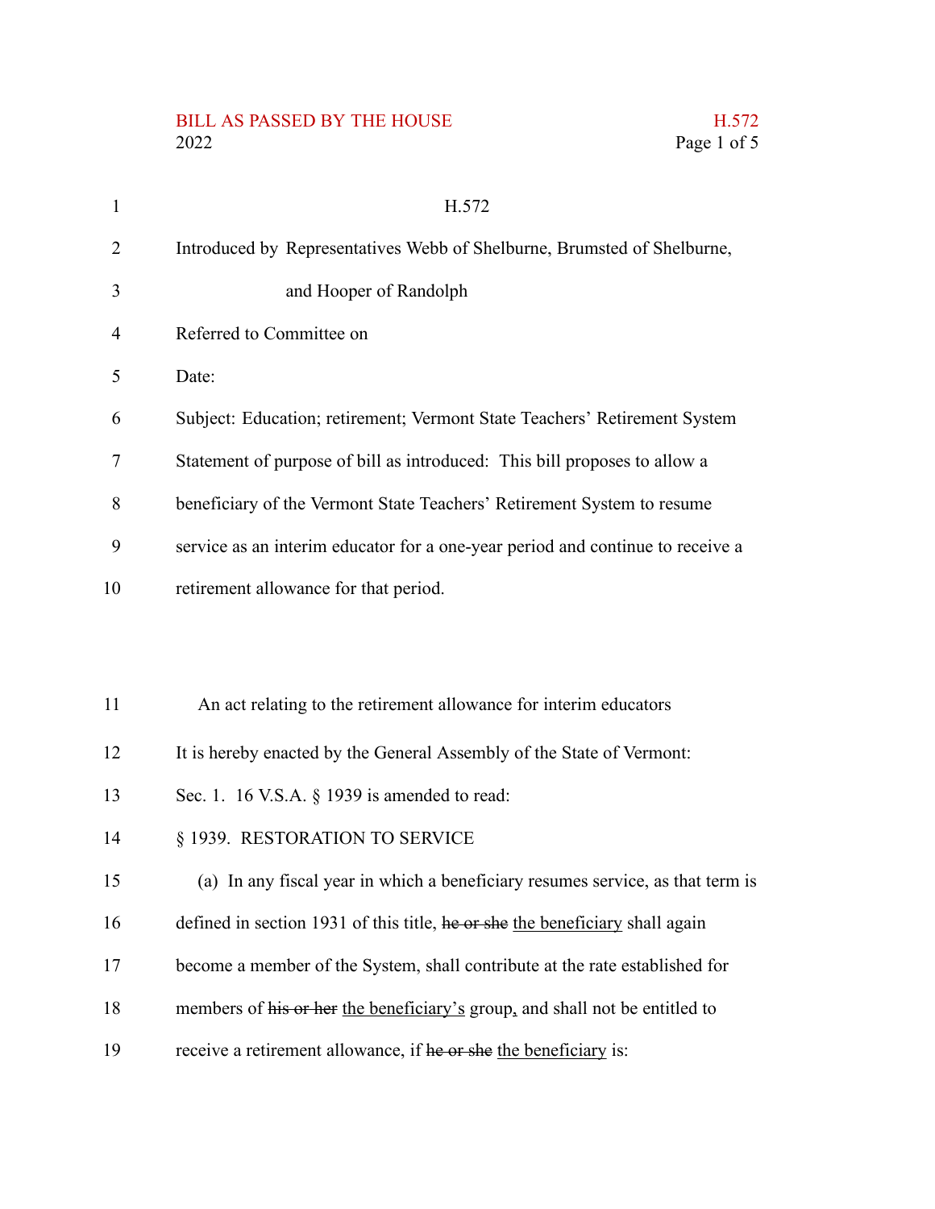H.572

Introduced by Representatives Webb of Shelburne, Brumsted of Shelburne, and Hooper of Randolph

Referred to Committee on

Date:

Subject: Education; retirement; Vermont State Teachers' Retirement System

Statement of purpose of bill as introduced: This bill proposes to allow a beneficiary of the Vermont State Teachers' Retirement System to resume service as an interim educator for a one-year period and continue to receive a retirement allowance for that period.

An act relating to the retirement allowance for interim educators

It is hereby enacted by the General Assembly of the State of Vermont:

Sec. 1. 16 V.S.A. § 1939 is amended to read:

§ 1939. RESTORATION TO SERVICE

(a) In any fiscal year in which a beneficiary resumes service, as that term is defined in section 1931 of this title, ~~he or she~~ <u>the beneficiary</u> shall again become a member of the System, shall contribute at the rate established for members of ~~his or her~~ <u>the beneficiary's</u> group<u>,</u> and shall not be entitled to receive a retirement allowance, if ~~he or she~~ <u>the beneficiary</u> is: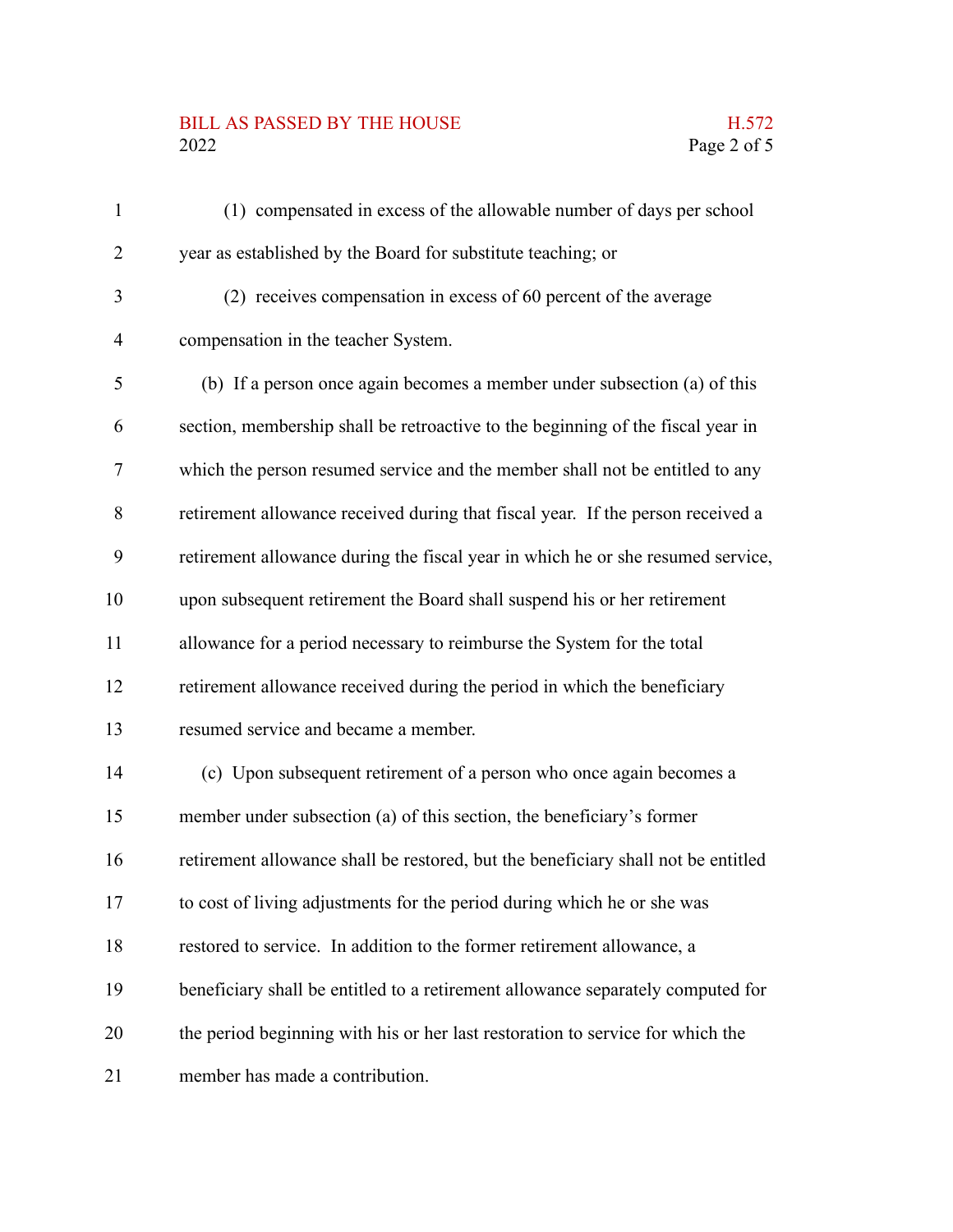(1) compensated in excess of the allowable number of days per school year as established by the Board for substitute teaching; or

(2) receives compensation in excess of 60 percent of the average compensation in the teacher System.

(b) If a person once again becomes a member under subsection (a) of this section, membership shall be retroactive to the beginning of the fiscal year in which the person resumed service and the member shall not be entitled to any retirement allowance received during that fiscal year. If the person received a retirement allowance during the fiscal year in which he or she resumed service, upon subsequent retirement the Board shall suspend his or her retirement allowance for a period necessary to reimburse the System for the total retirement allowance received during the period in which the beneficiary resumed service and became a member.

(c) Upon subsequent retirement of a person who once again becomes a member under subsection (a) of this section, the beneficiary's former retirement allowance shall be restored, but the beneficiary shall not be entitled to cost of living adjustments for the period during which he or she was restored to service. In addition to the former retirement allowance, a beneficiary shall be entitled to a retirement allowance separately computed for the period beginning with his or her last restoration to service for which the member has made a contribution.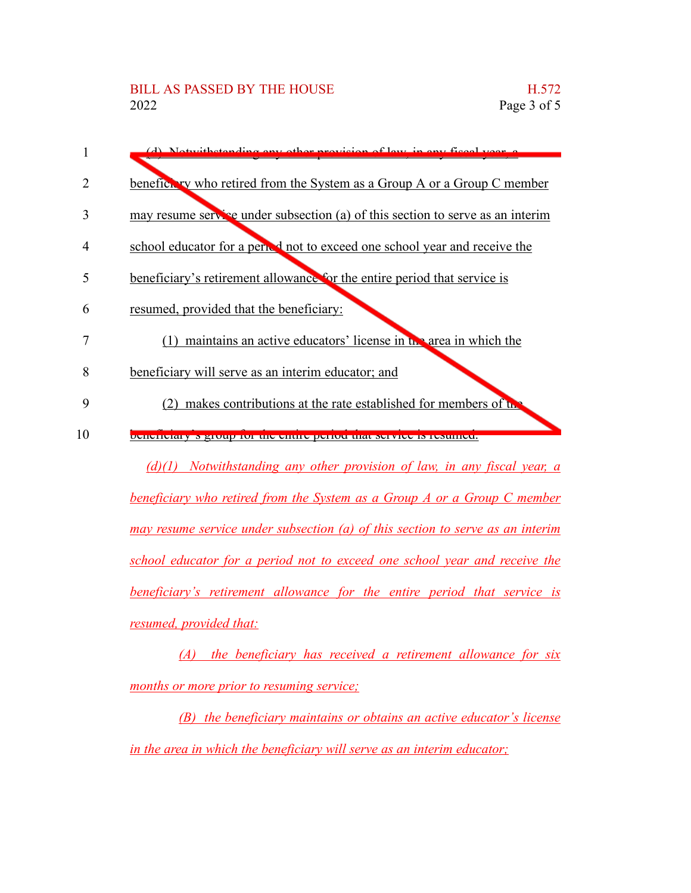~~(d) Notwithstanding any other provision of law, in any fiscal year, a beneficiary who retired from the System as a Group A or a Group C member may resume service under subsection (a) of this section to serve as an interim school educator for a period not to exceed one school year and receive the beneficiary's retirement allowance for the entire period that service is resumed, provided that the beneficiary:~~

~~(1) maintains an active educators' license in the area in which the beneficiary will serve as an interim educator; and~~

~~(2) makes contributions at the rate established for members of the beneficiary's group for the entire period that service is resumed.~~

*(d)(1) Notwithstanding any other provision of law, in any fiscal year, a beneficiary who retired from the System as a Group A or a Group C member may resume service under subsection (a) of this section to serve as an interim school educator for a period not to exceed one school year and receive the beneficiary's retirement allowance for the entire period that service is resumed, provided that:*

*(A) the beneficiary has received a retirement allowance for six months or more prior to resuming service;*

*(B) the beneficiary maintains or obtains an active educator's license in the area in which the beneficiary will serve as an interim educator;*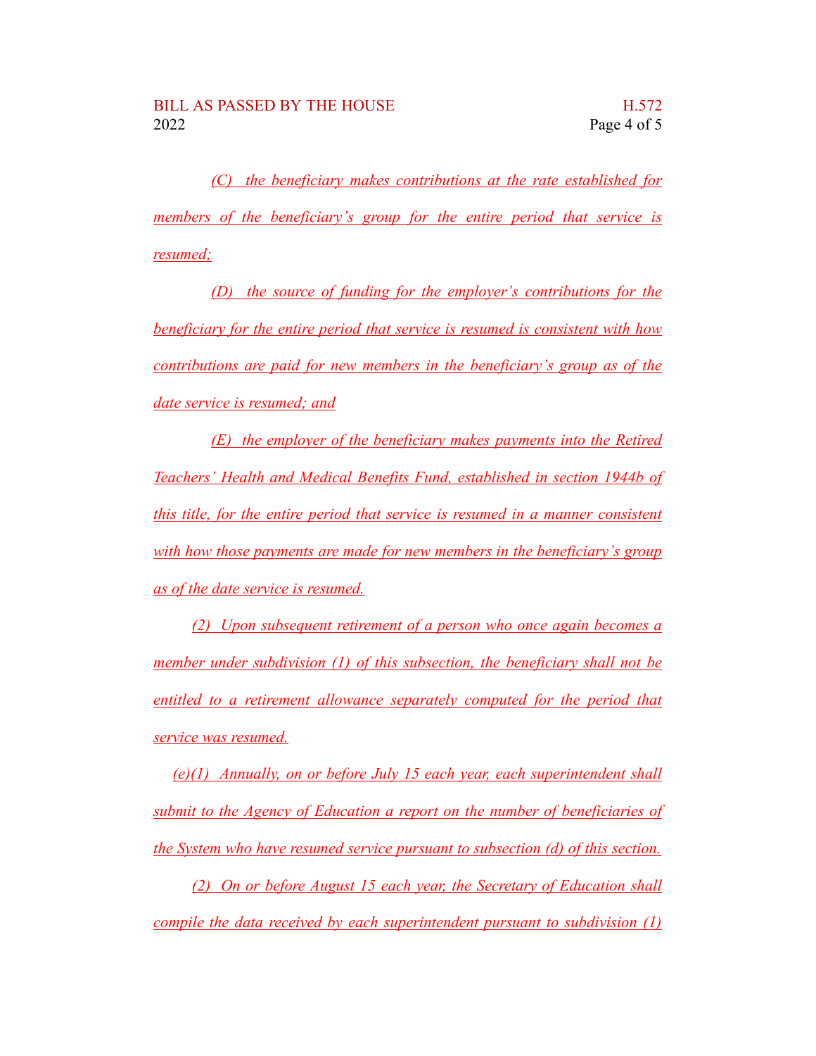(C) the beneficiary makes contributions at the rate established for members of the beneficiary's group for the entire period that service is resumed;

(D) the source of funding for the employer's contributions for the beneficiary for the entire period that service is resumed is consistent with how contributions are paid for new members in the beneficiary's group as of the date service is resumed; and

(E) the employer of the beneficiary makes payments into the Retired Teachers' Health and Medical Benefits Fund, established in section 1944b of this title, for the entire period that service is resumed in a manner consistent with how those payments are made for new members in the beneficiary's group as of the date service is resumed.

(2) Upon subsequent retirement of a person who once again becomes a member under subdivision (1) of this subsection, the beneficiary shall not be entitled to a retirement allowance separately computed for the period that service was resumed.

(e)(1) Annually, on or before July 15 each year, each superintendent shall submit to the Agency of Education a report on the number of beneficiaries of the System who have resumed service pursuant to subsection (d) of this section.

(2) On or before August 15 each year, the Secretary of Education shall compile the data received by each superintendent pursuant to subdivision (1)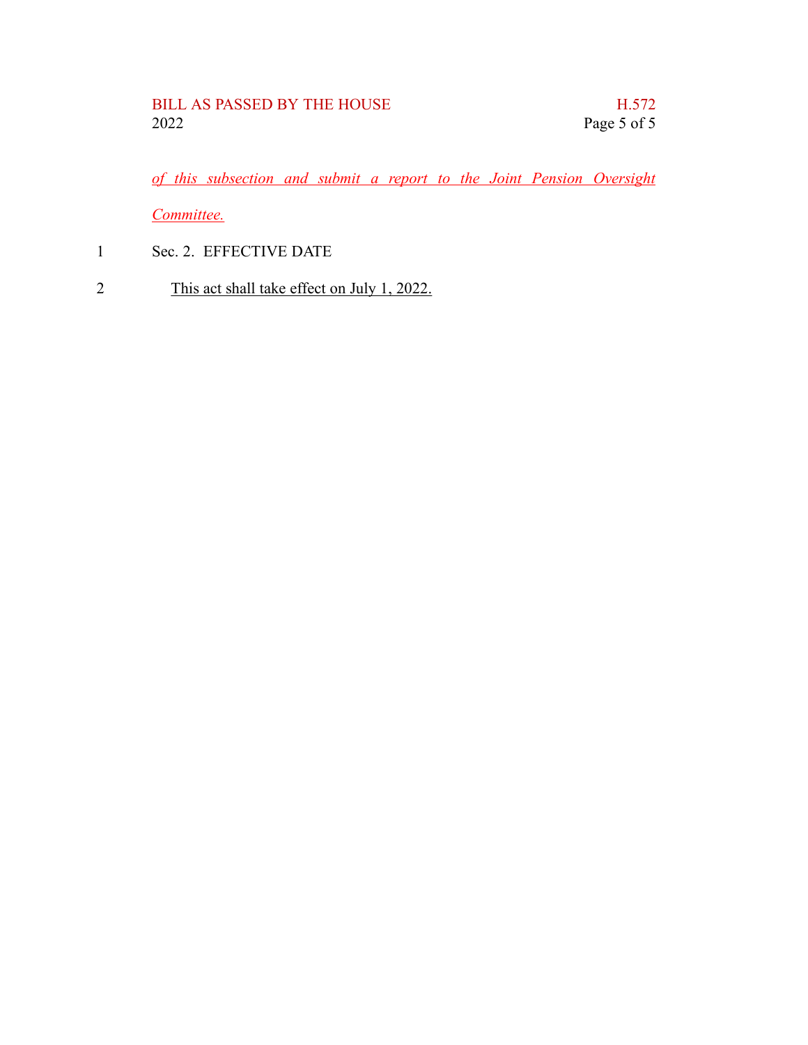*of this subsection and submit a report to the Joint Pension Oversight Committee.*

1 Sec. 2. EFFECTIVE DATE

2 This act shall take effect on July 1, 2022.